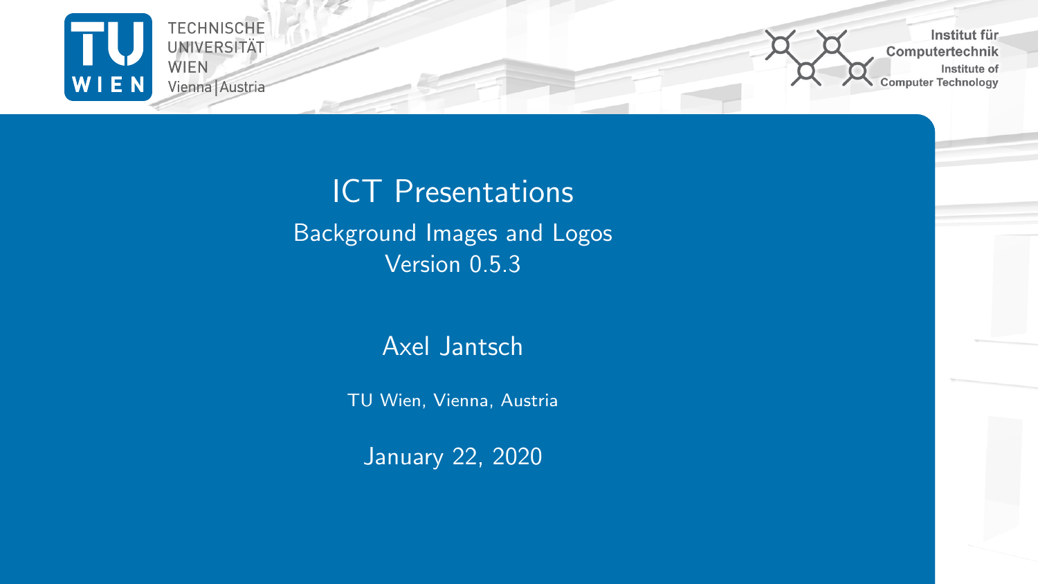TECHNISCHE UNIVERSITÄT WIEN Vienna | Austria

Institut für Computertechnik
Institute of Computer Technology

# ICT Presentations

## Background Images and Logos
## Version 0.5.3

Axel Jantsch

TU Wien, Vienna, Austria

January 22, 2020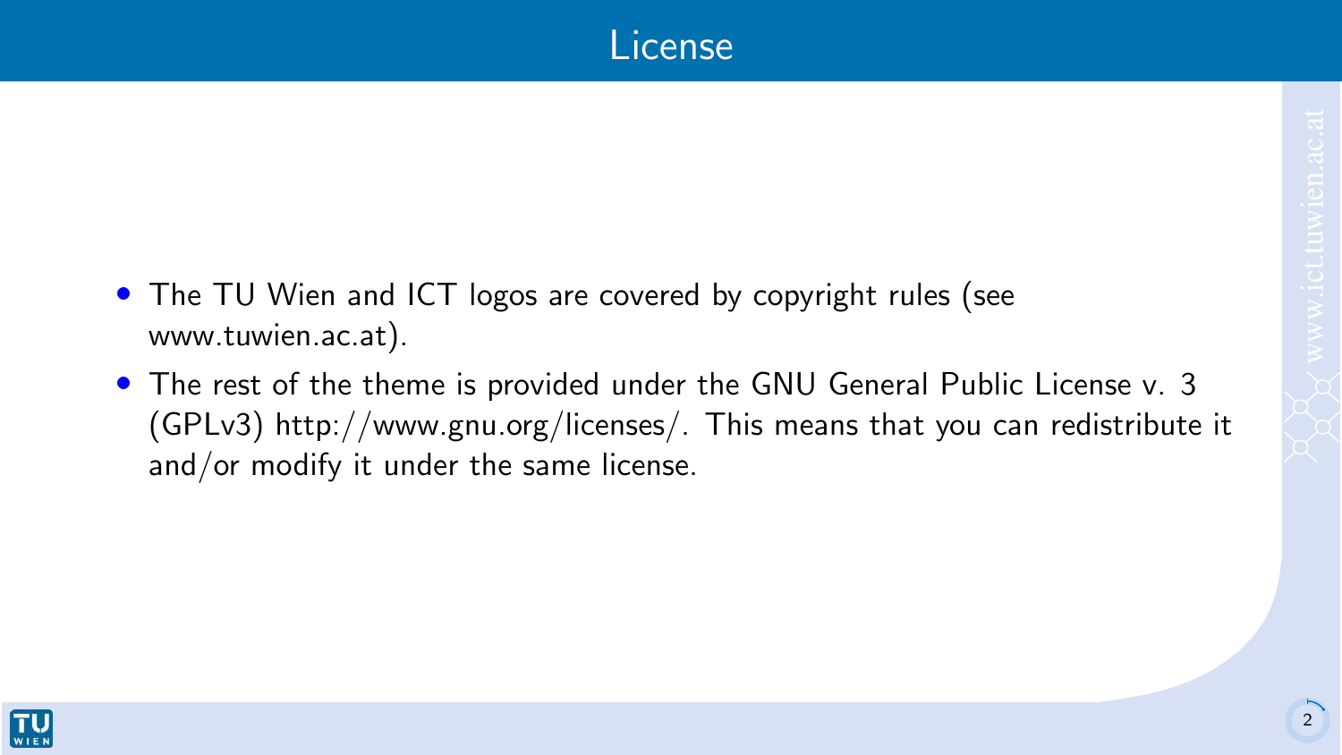# License

- The TU Wien and ICT logos are covered by copyright rules (see www.tuwien.ac.at).
- The rest of the theme is provided under the GNU General Public License v. 3 (GPLv3) http://www.gnu.org/licenses/. This means that you can redistribute it and/or modify it under the same license.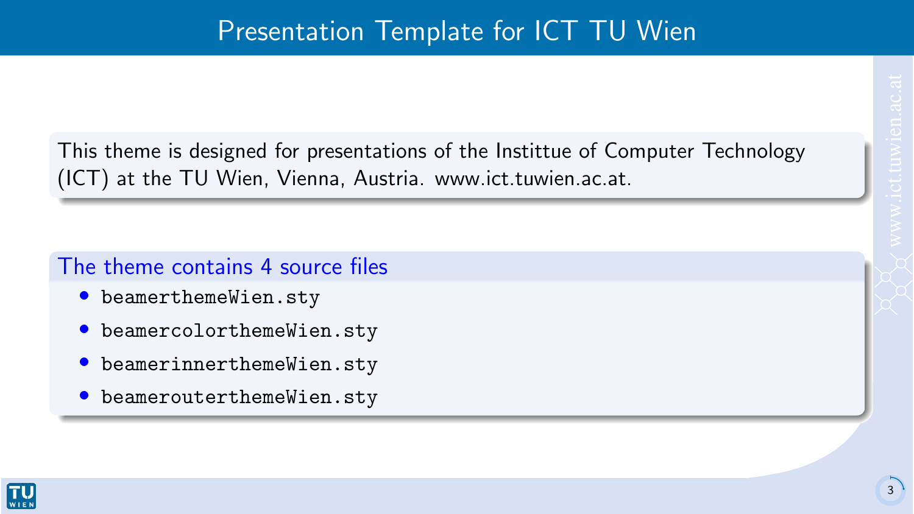# Presentation Template for ICT TU Wien

This theme is designed for presentations of the Instittue of Computer Technology (ICT) at the TU Wien, Vienna, Austria. www.ict.tuwien.ac.at.

### The theme contains 4 source files

- `beamerthemeWien.sty`
- `beamercolorthemeWien.sty`
- `beamerinnerthemeWien.sty`
- `beamerouterthemeWien.sty`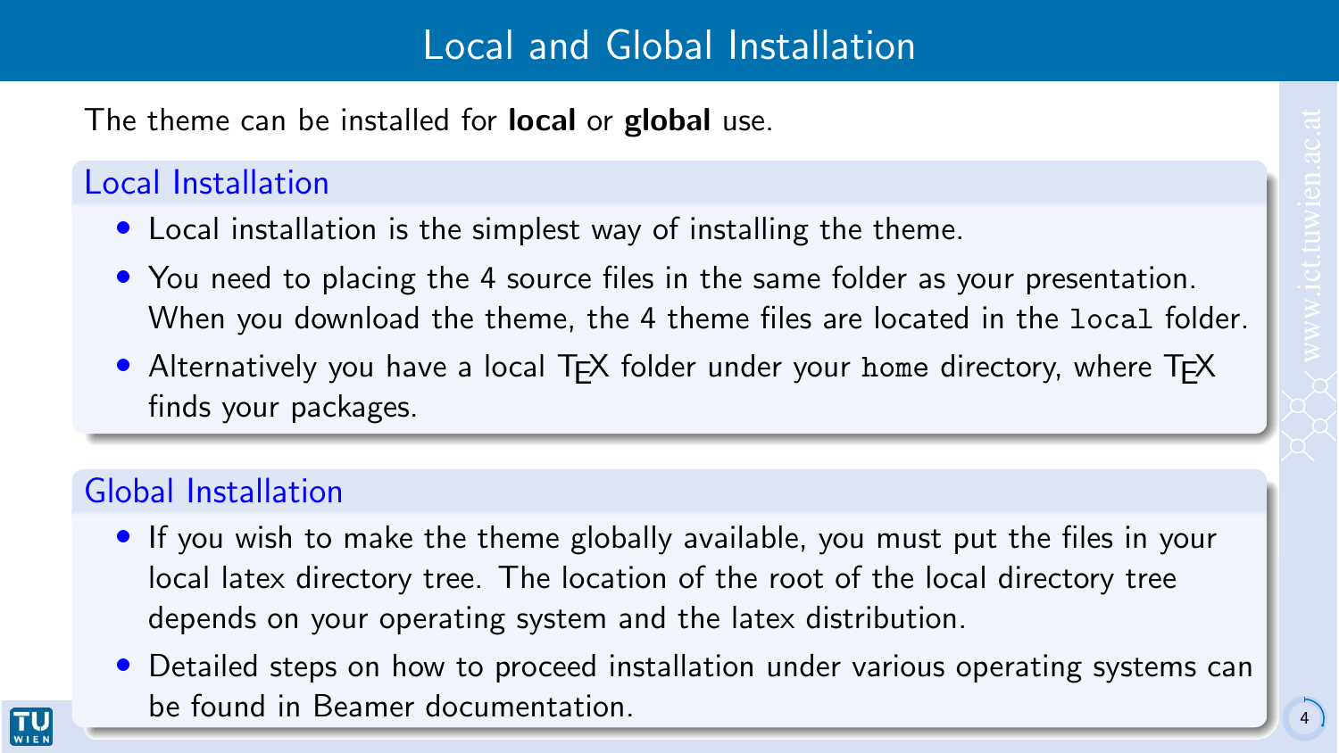# Local and Global Installation

The theme can be installed for **local** or **global** use.

## Local Installation

- Local installation is the simplest way of installing the theme.
- You need to placing the 4 source files in the same folder as your presentation. When you download the theme, the 4 theme files are located in the `local` folder.
- Alternatively you have a local TEX folder under your `home` directory, where TEX finds your packages.

## Global Installation

- If you wish to make the theme globally available, you must put the files in your local latex directory tree. The location of the root of the local directory tree depends on your operating system and the latex distribution.
- Detailed steps on how to proceed installation under various operating systems can be found in Beamer documentation.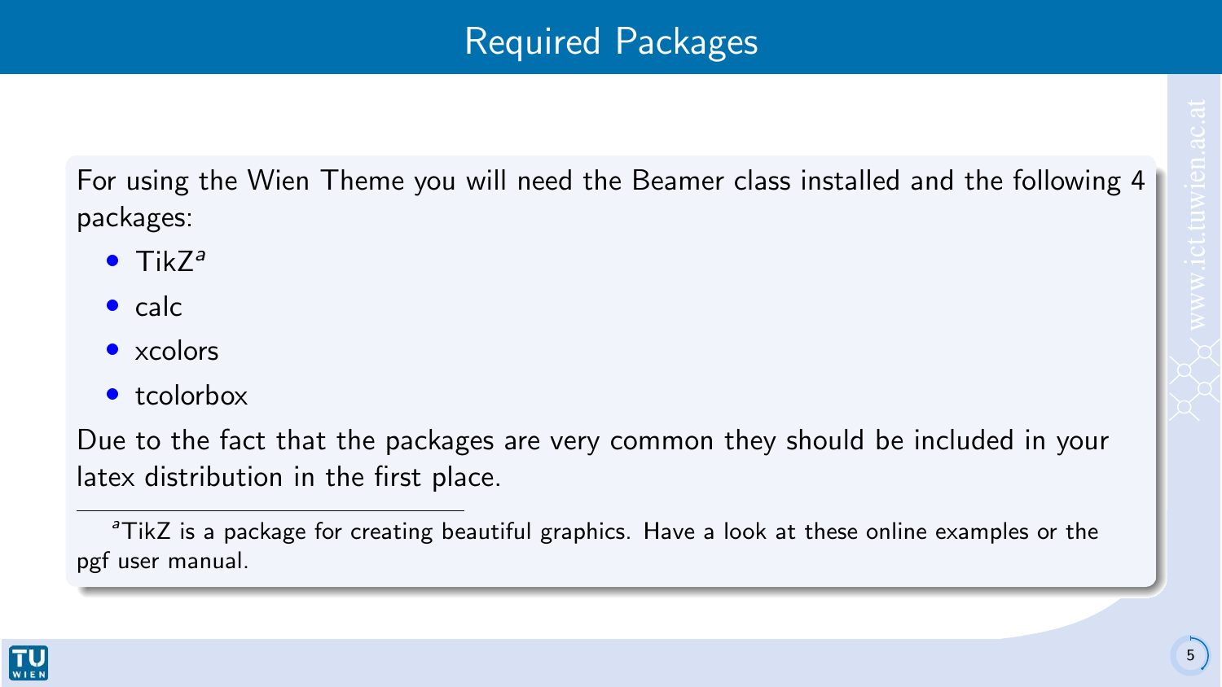# Required Packages

For using the Wien Theme you will need the Beamer class installed and the following 4 packages:

- TikZ[a]
- calc
- xcolors
- tcolorbox

Due to the fact that the packages are very common they should be included in your latex distribution in the first place.

[a] TikZ is a package for creating beautiful graphics. Have a look at these online examples or the pgf user manual.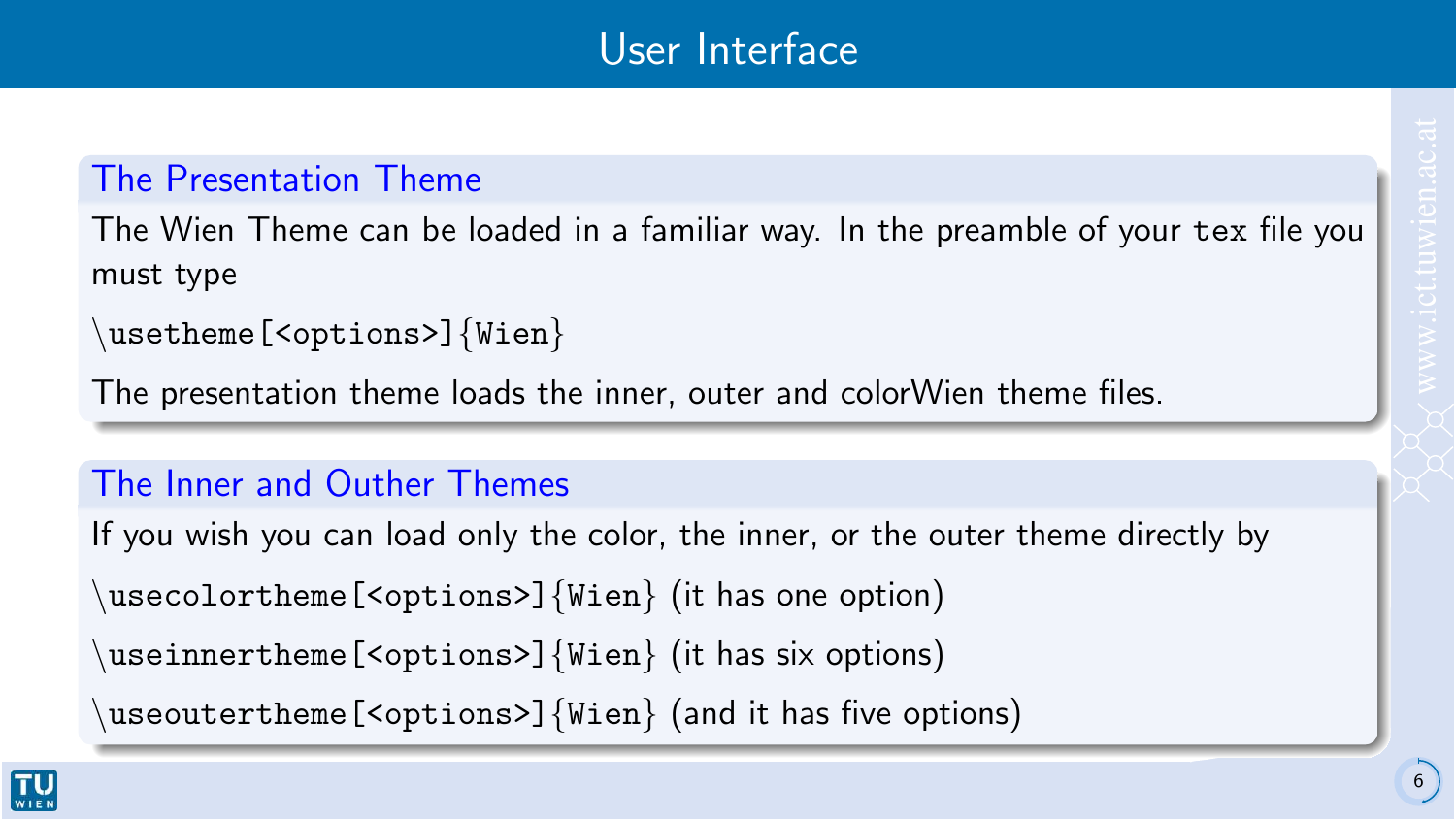# User Interface

## The Presentation Theme

The Wien Theme can be loaded in a familiar way. In the preamble of your `tex` file you must type

```
\usetheme[<options>]{Wien}
```

The presentation theme loads the inner, outer and colorWien theme files.

## The Inner and Outher Themes

If you wish you can load only the color, the inner, or the outer theme directly by

`\usecolortheme[<options>]{Wien}` (it has one option)

`\useinnertheme[<options>]{Wien}` (it has six options)

`\useoutertheme[<options>]{Wien}` (and it has five options)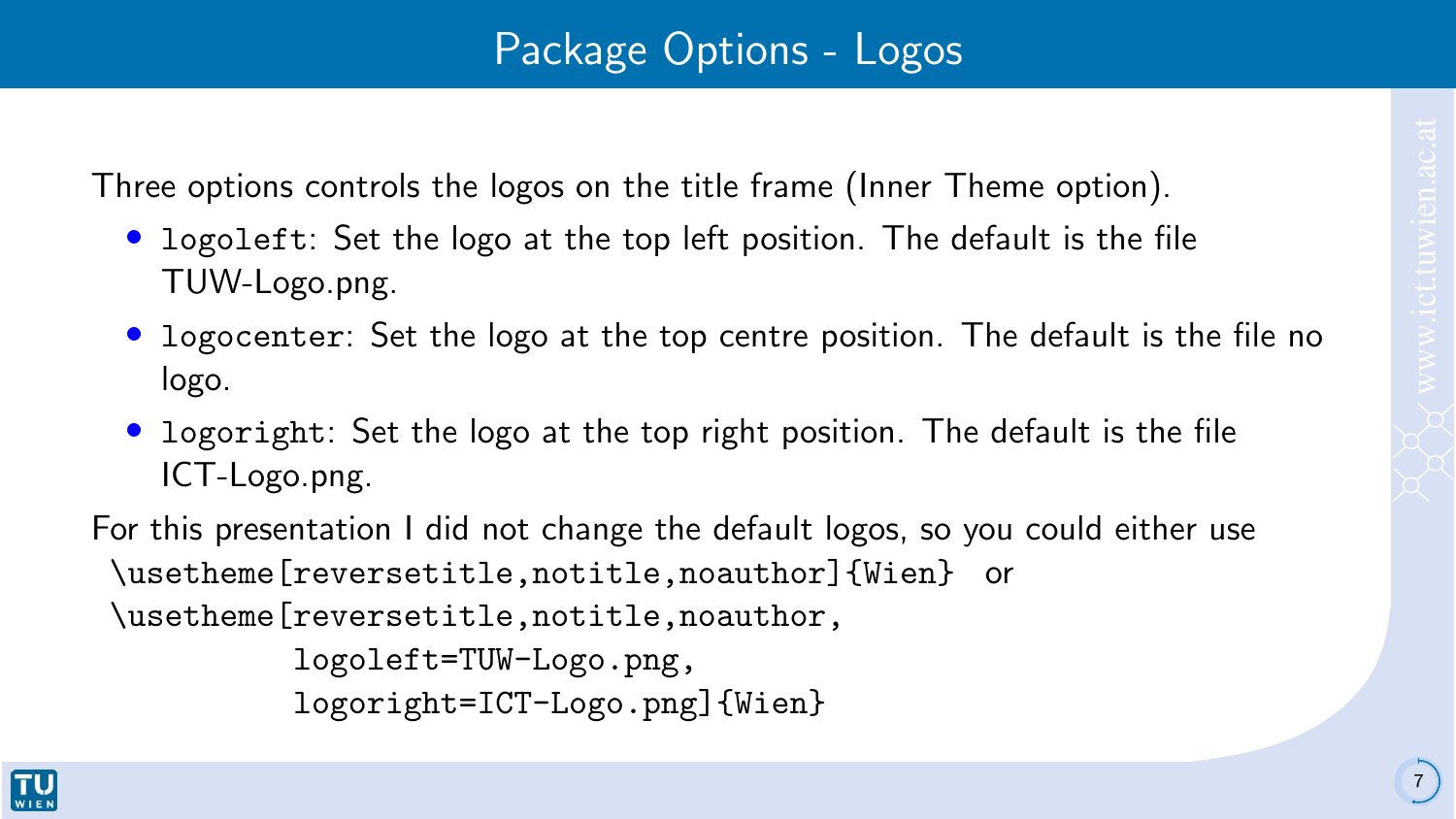# Package Options - Logos

Three options controls the logos on the title frame (Inner Theme option).

- `logoleft`: Set the logo at the top left position. The default is the file TUW-Logo.png.
- `logocenter`: Set the logo at the top centre position. The default is the file no logo.
- `logoright`: Set the logo at the top right position. The default is the file ICT-Logo.png.

For this presentation I did not change the default logos, so you could either use

```
\usetheme[reversetitle,notitle,noauthor]{Wien}
```

or

```
\usetheme[reversetitle,notitle,noauthor,
          logoleft=TUW-Logo.png,
          logoright=ICT-Logo.png]{Wien}
```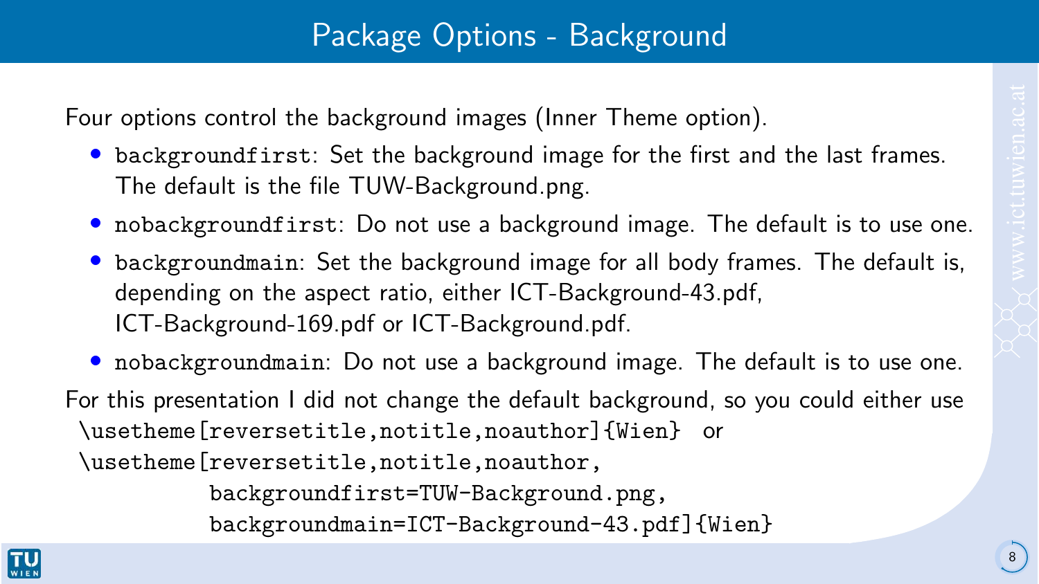# Package Options - Background

Four options control the background images (Inner Theme option).

- `backgroundfirst`: Set the background image for the first and the last frames. The default is the file TUW-Background.png.
- `nobackgroundfirst`: Do not use a background image. The default is to use one.
- `backgroundmain`: Set the background image for all body frames. The default is, depending on the aspect ratio, either ICT-Background-43.pdf, ICT-Background-169.pdf or ICT-Background.pdf.
- `nobackgroundmain`: Do not use a background image. The default is to use one.

For this presentation I did not change the default background, so you could either use

```
\usetheme[reversetitle,notitle,noauthor]{Wien}
```

or

```
\usetheme[reversetitle,notitle,noauthor,
          backgroundfirst=TUW-Background.png,
          backgroundmain=ICT-Background-43.pdf]{Wien}
```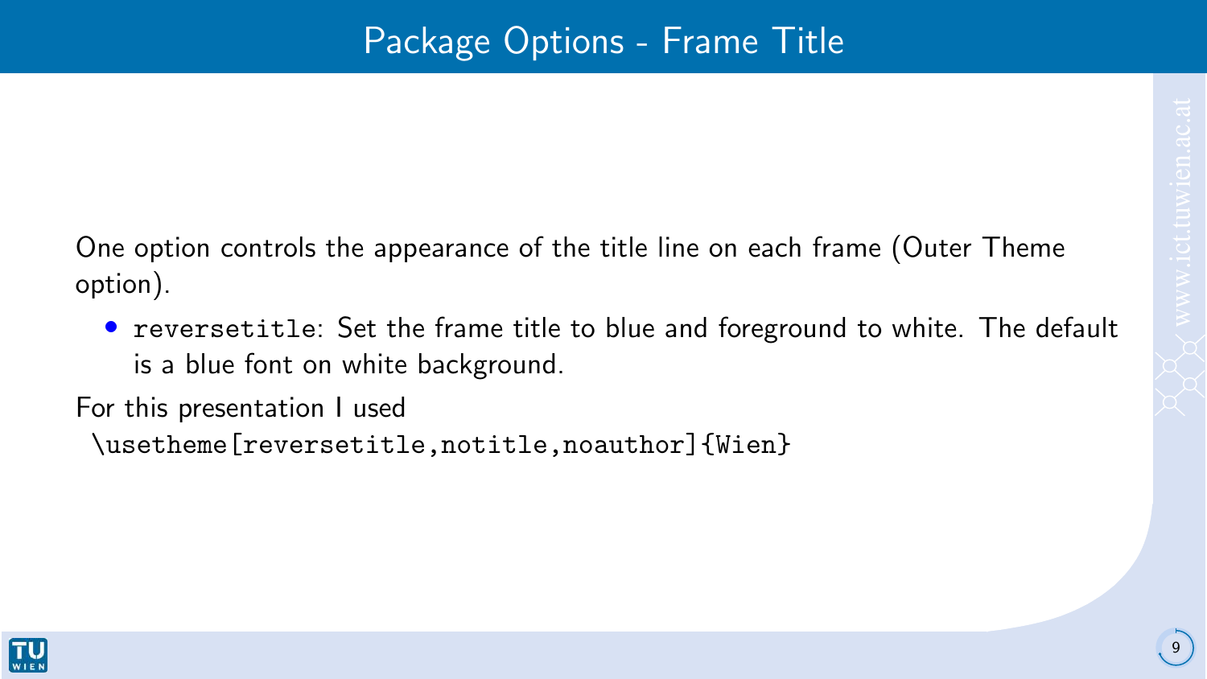# Package Options - Frame Title

One option controls the appearance of the title line on each frame (Outer Theme option).

- `reversetitle`: Set the frame title to blue and foreground to white. The default is a blue font on white background.

For this presentation I used

```
\usetheme[reversetitle,notitle,noauthor]{Wien}
```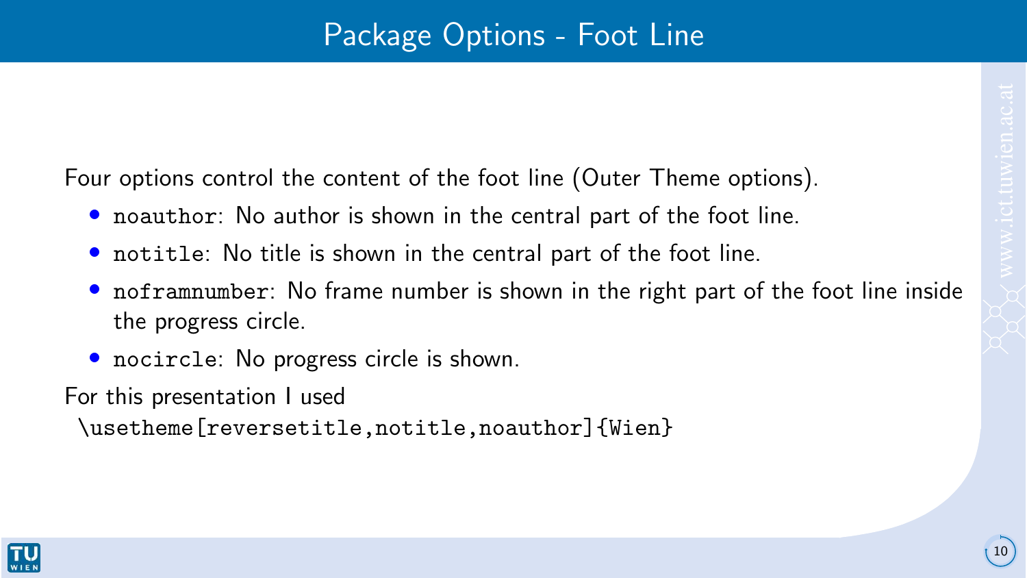# Package Options - Foot Line

Four options control the content of the foot line (Outer Theme options).

- `noauthor`: No author is shown in the central part of the foot line.
- `notitle`: No title is shown in the central part of the foot line.
- `noframnumber`: No frame number is shown in the right part of the foot line inside the progress circle.
- `nocircle`: No progress circle is shown.

For this presentation I used

```
\usetheme[reversetitle,notitle,noauthor]{Wien}
```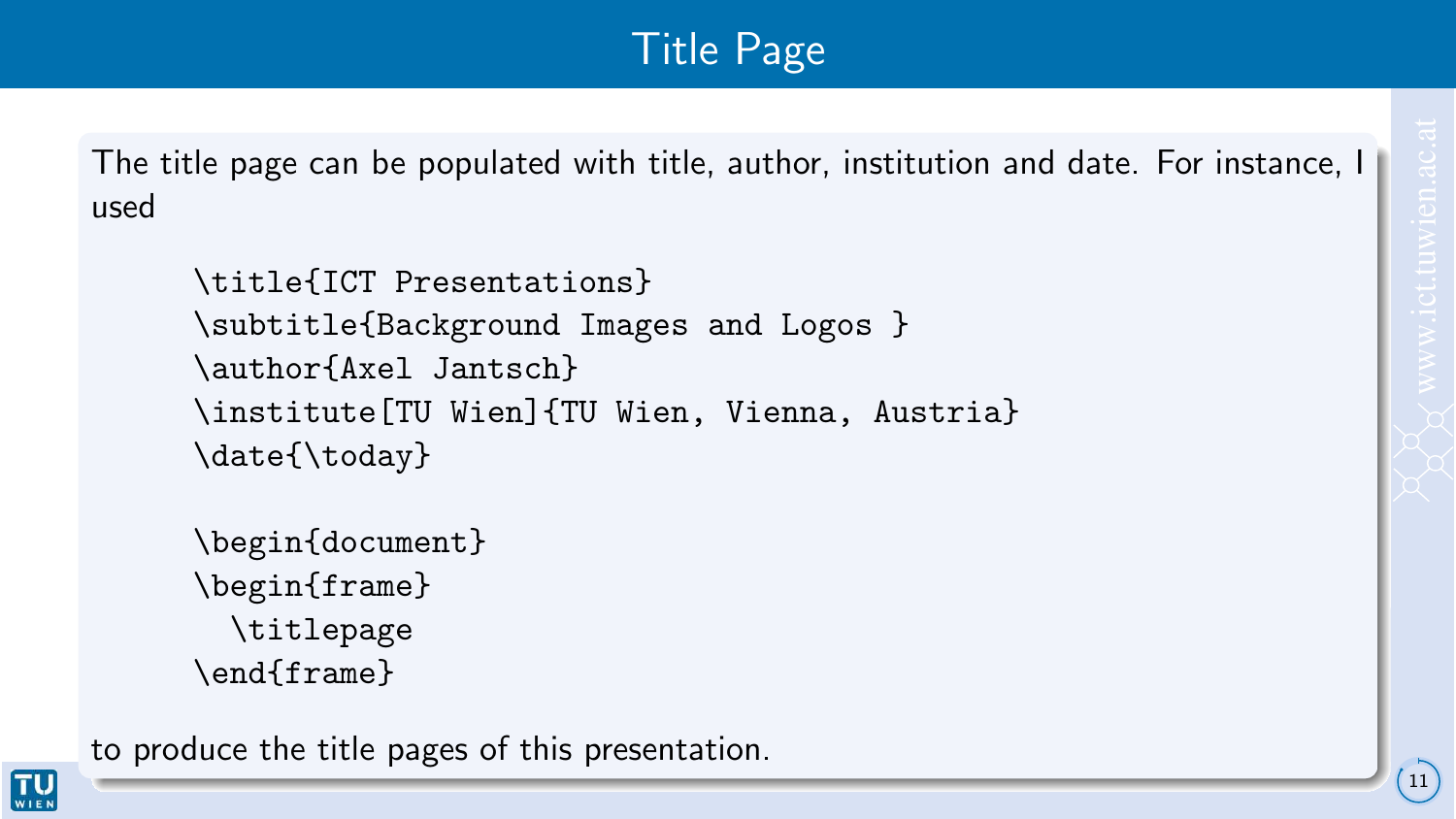# Title Page

The title page can be populated with title, author, institution and date. For instance, I used

```
\title{ICT Presentations}
\subtitle{Background Images and Logos }
\author{Axel Jantsch}
\institute[TU Wien]{TU Wien, Vienna, Austria}
\date{\today}

\begin{document}
\begin{frame}
  \titlepage
\end{frame}
```

to produce the title pages of this presentation.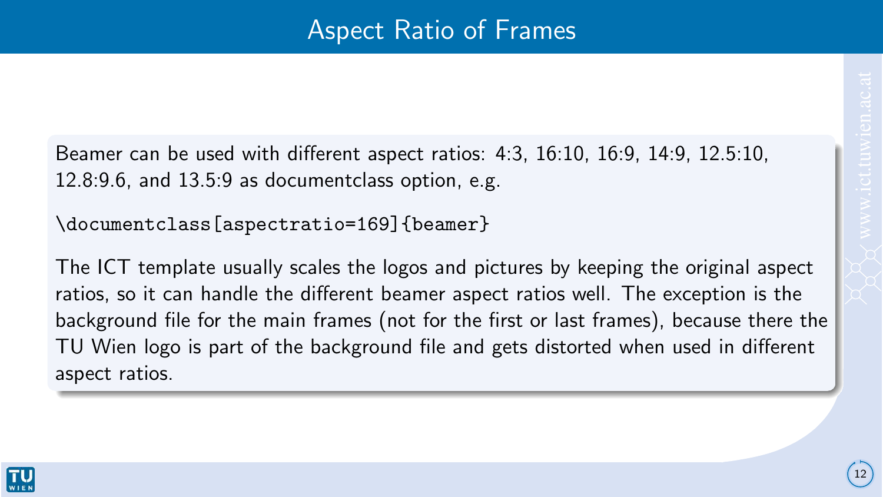# Aspect Ratio of Frames

Beamer can be used with different aspect ratios: 4:3, 16:10, 16:9, 14:9, 12.5:10, 12.8:9.6, and 13.5:9 as documentclass option, e.g.

```
\documentclass[aspectratio=169]{beamer}
```

The ICT template usually scales the logos and pictures by keeping the original aspect ratios, so it can handle the different beamer aspect ratios well. The exception is the background file for the main frames (not for the first or last frames), because there the TU Wien logo is part of the background file and gets distorted when used in different aspect ratios.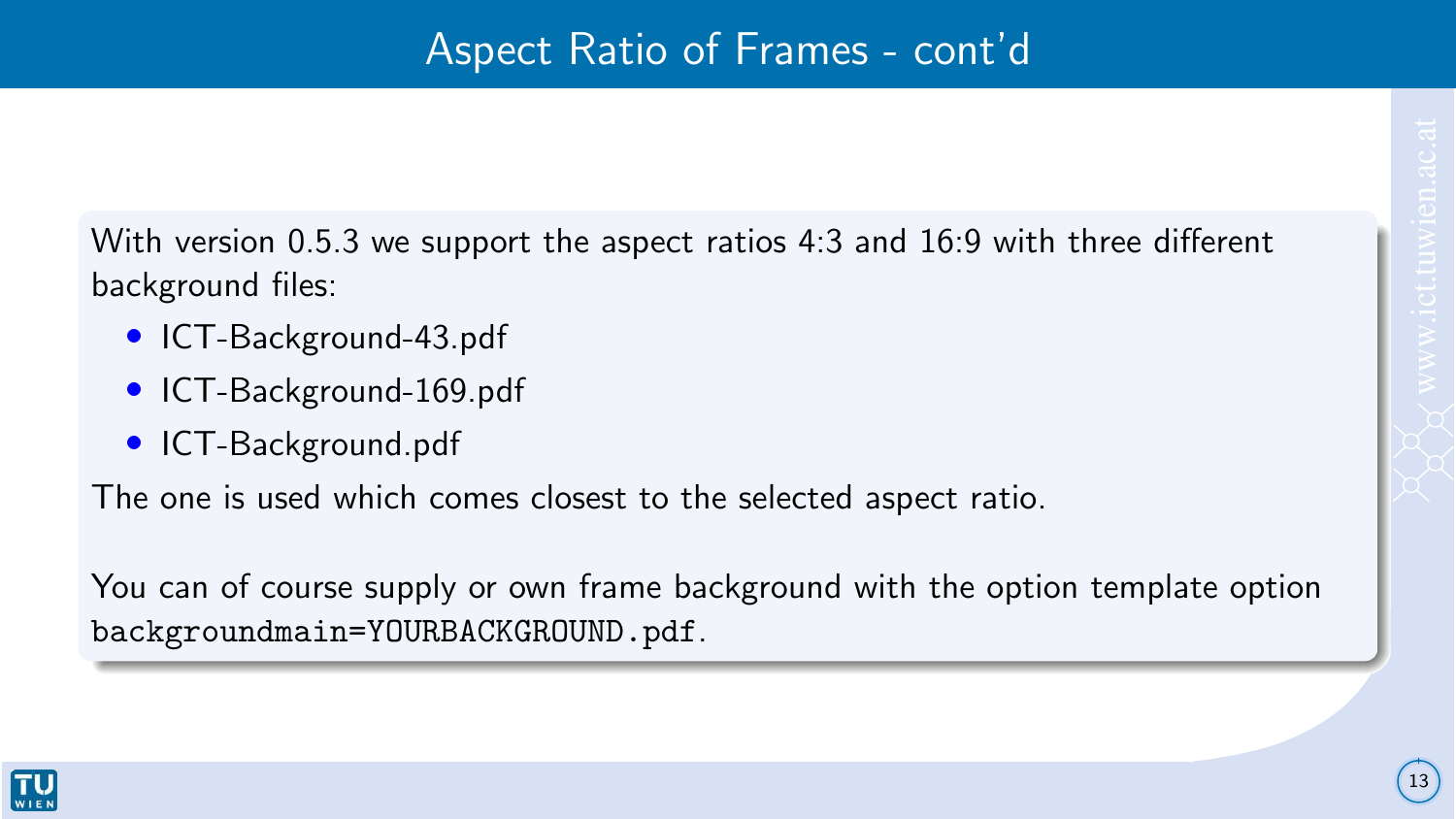# Aspect Ratio of Frames - cont'd

With version 0.5.3 we support the aspect ratios 4:3 and 16:9 with three different background files:

- ICT-Background-43.pdf
- ICT-Background-169.pdf
- ICT-Background.pdf

The one is used which comes closest to the selected aspect ratio.

You can of course supply or own frame background with the option template option `backgroundmain=YOURBACKGROUND.pdf`.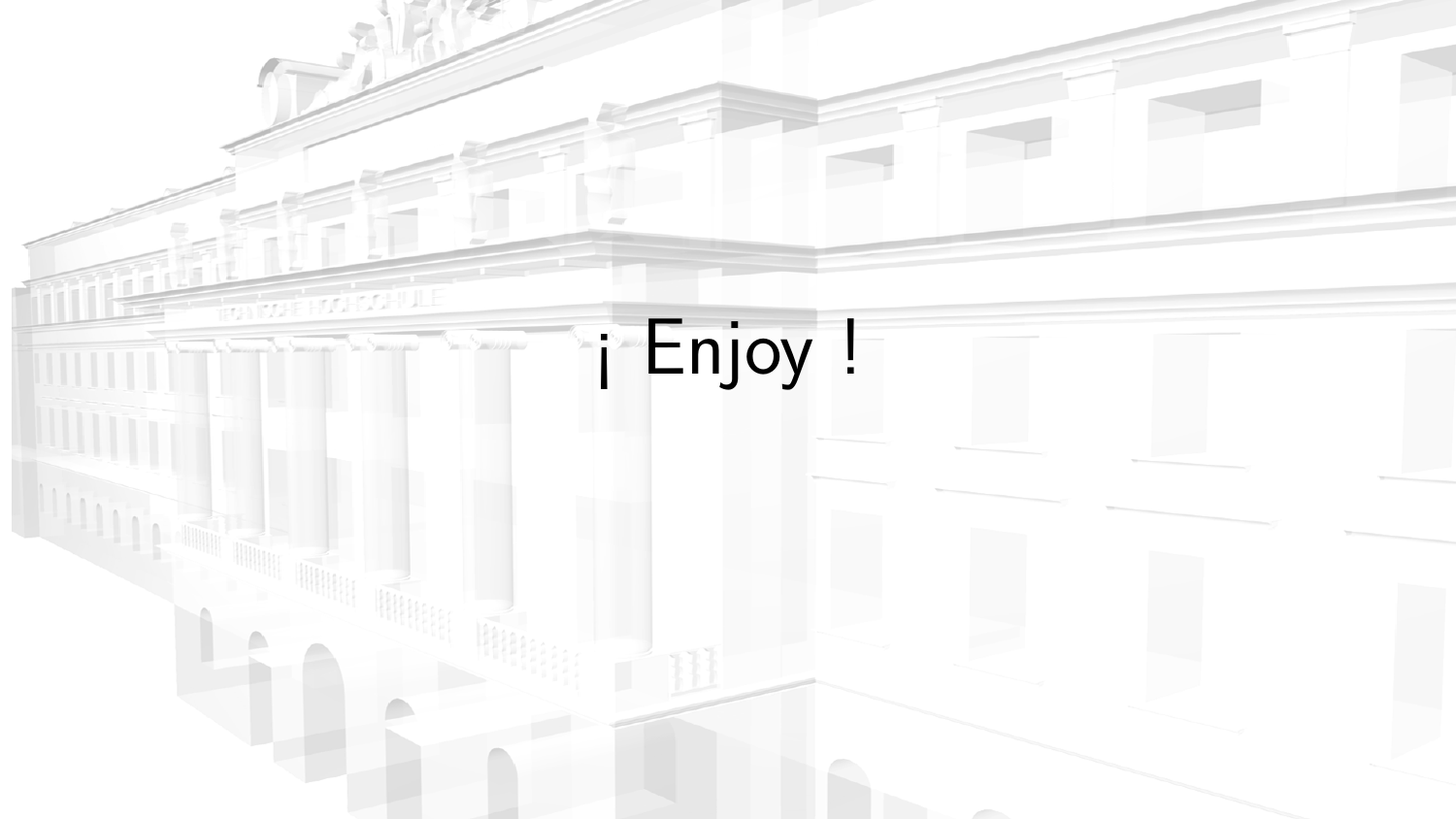¡ Enjoy !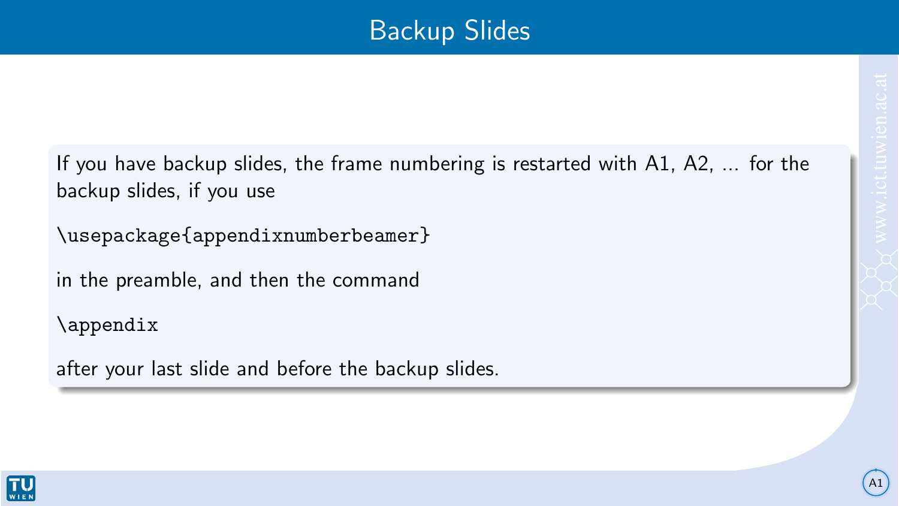# Backup Slides

If you have backup slides, the frame numbering is restarted with A1, A2, ... for the backup slides, if you use

```
\usepackage{appendixnumberbeamer}
```

in the preamble, and then the command

```
\appendix
```

after your last slide and before the backup slides.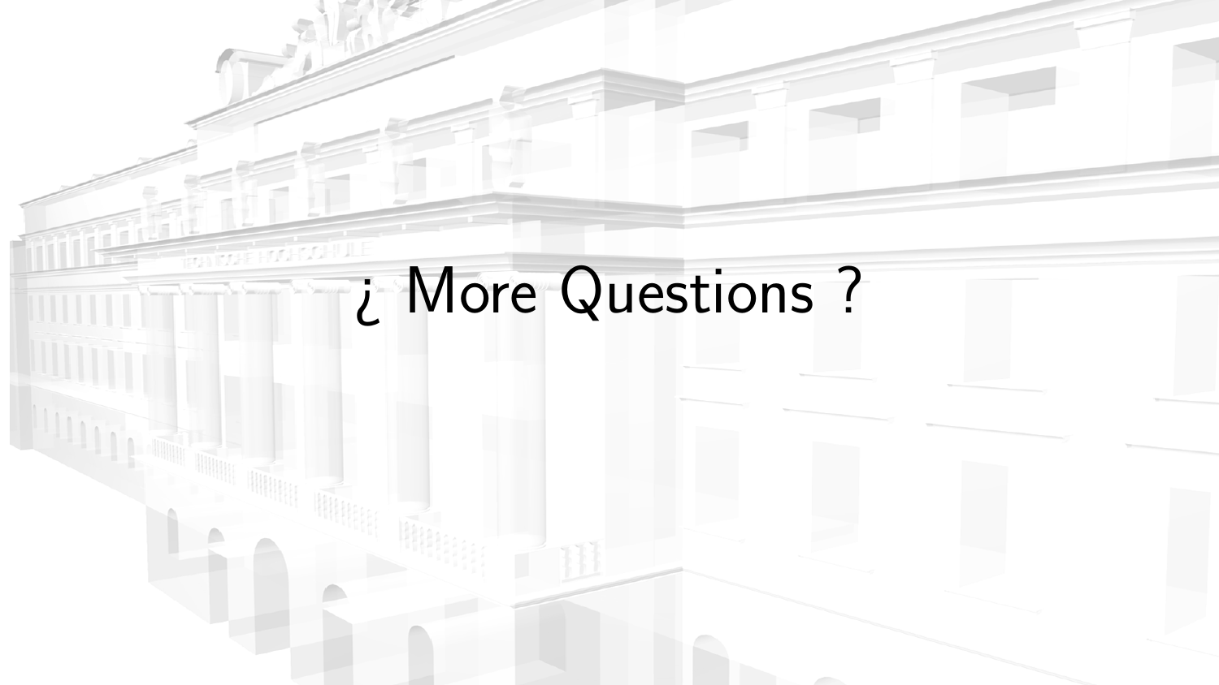¿ More Questions ?